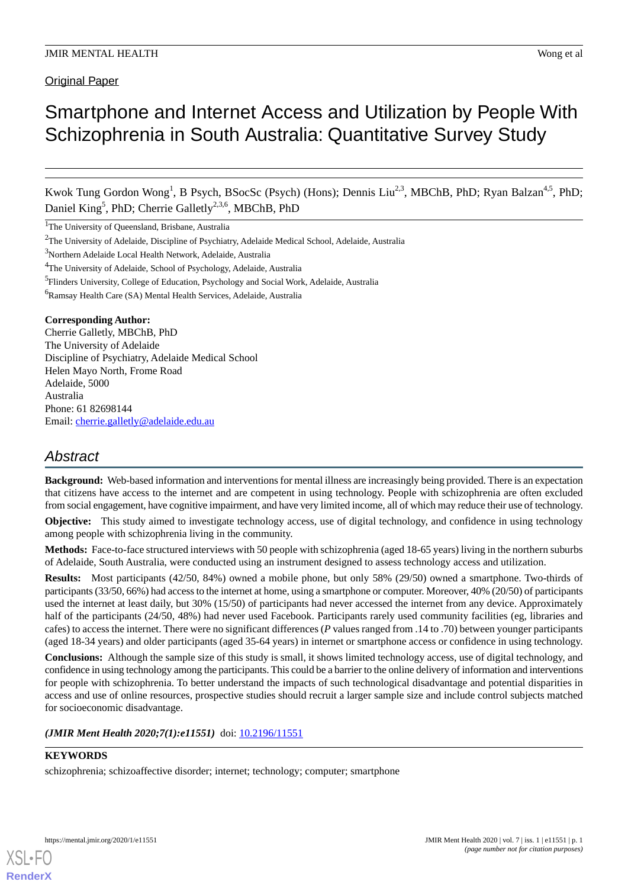Original Paper

# Smartphone and Internet Access and Utilization by People With Schizophrenia in South Australia: Quantitative Survey Study

Kwok Tung Gordon Wong[1], B Psych, BSocSc (Psych) (Hons); Dennis Liu[2,3], MBChB, PhD; Ryan Balzan[4,5], PhD; Daniel King[5], PhD; Cherrie Galletly[2,3,6], MBChB, PhD

[1]The University of Queensland, Brisbane, Australia

[2]The University of Adelaide, Discipline of Psychiatry, Adelaide Medical School, Adelaide, Australia

[3]Northern Adelaide Local Health Network, Adelaide, Australia

[4]The University of Adelaide, School of Psychology, Adelaide, Australia

[5]Flinders University, College of Education, Psychology and Social Work, Adelaide, Australia

[6]Ramsay Health Care (SA) Mental Health Services, Adelaide, Australia

**Corresponding Author:**
Cherrie Galletly, MBChB, PhD
The University of Adelaide
Discipline of Psychiatry, Adelaide Medical School
Helen Mayo North, Frome Road
Adelaide, 5000
Australia
Phone: 61 82698144
Email: cherrie.galletly@adelaide.edu.au

## Abstract

**Background:** Web-based information and interventions for mental illness are increasingly being provided. There is an expectation that citizens have access to the internet and are competent in using technology. People with schizophrenia are often excluded from social engagement, have cognitive impairment, and have very limited income, all of which may reduce their use of technology.

**Objective:** This study aimed to investigate technology access, use of digital technology, and confidence in using technology among people with schizophrenia living in the community.

**Methods:** Face-to-face structured interviews with 50 people with schizophrenia (aged 18-65 years) living in the northern suburbs of Adelaide, South Australia, were conducted using an instrument designed to assess technology access and utilization.

**Results:** Most participants (42/50, 84%) owned a mobile phone, but only 58% (29/50) owned a smartphone. Two-thirds of participants (33/50, 66%) had access to the internet at home, using a smartphone or computer. Moreover, 40% (20/50) of participants used the internet at least daily, but 30% (15/50) of participants had never accessed the internet from any device. Approximately half of the participants (24/50, 48%) had never used Facebook. Participants rarely used community facilities (eg, libraries and cafes) to access the internet. There were no significant differences (*P* values ranged from .14 to .70) between younger participants (aged 18-34 years) and older participants (aged 35-64 years) in internet or smartphone access or confidence in using technology.

**Conclusions:** Although the sample size of this study is small, it shows limited technology access, use of digital technology, and confidence in using technology among the participants. This could be a barrier to the online delivery of information and interventions for people with schizophrenia. To better understand the impacts of such technological disadvantage and potential disparities in access and use of online resources, prospective studies should recruit a larger sample size and include control subjects matched for socioeconomic disadvantage.

***(JMIR Ment Health 2020;7(1):e11551)*** doi: 10.2196/11551

**KEYWORDS**

schizophrenia; schizoaffective disorder; internet; technology; computer; smartphone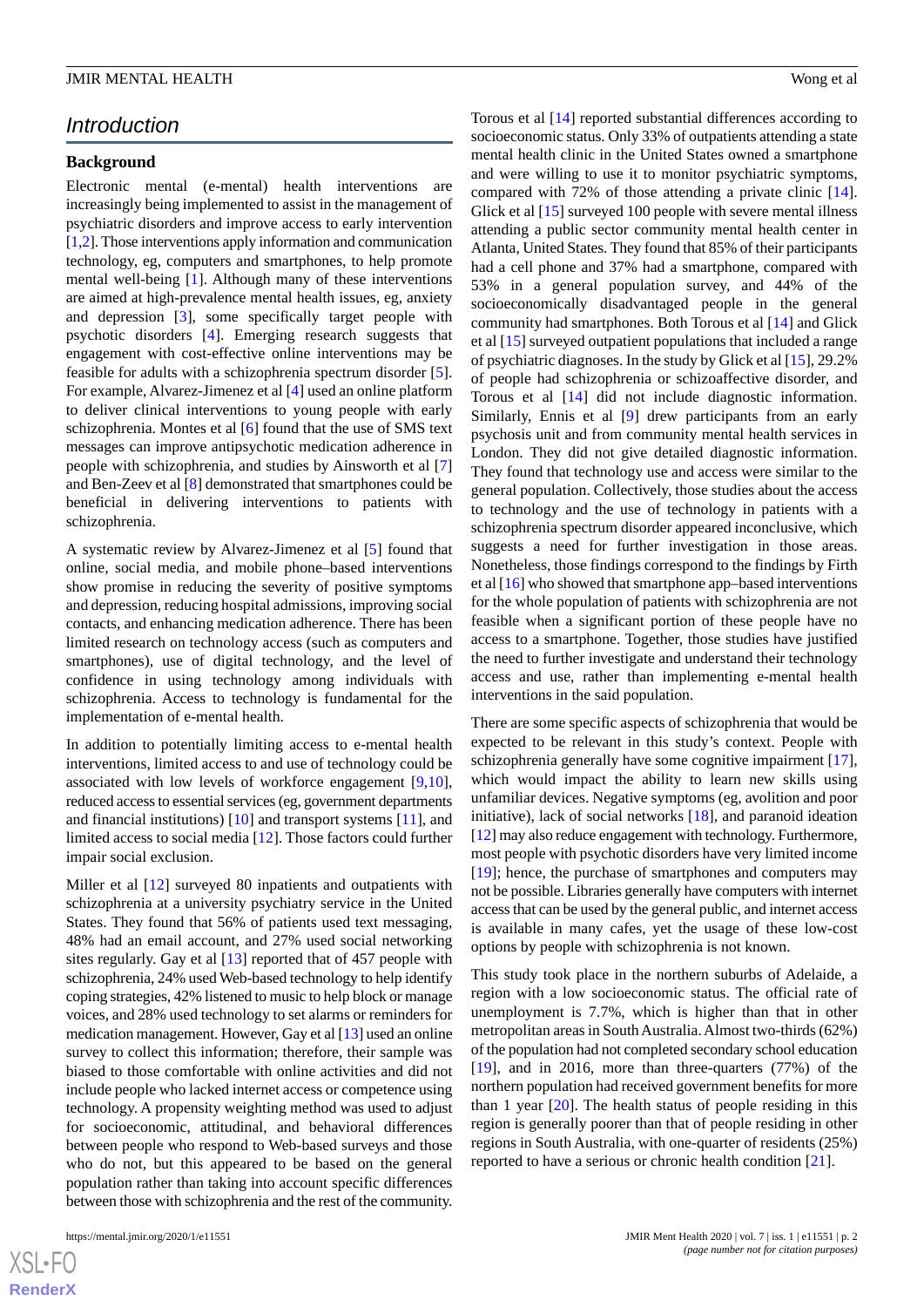## Introduction

### Background

Electronic mental (e-mental) health interventions are increasingly being implemented to assist in the management of psychiatric disorders and improve access to early intervention [1,2]. Those interventions apply information and communication technology, eg, computers and smartphones, to help promote mental well-being [1]. Although many of these interventions are aimed at high-prevalence mental health issues, eg, anxiety and depression [3], some specifically target people with psychotic disorders [4]. Emerging research suggests that engagement with cost-effective online interventions may be feasible for adults with a schizophrenia spectrum disorder [5]. For example, Alvarez-Jimenez et al [4] used an online platform to deliver clinical interventions to young people with early schizophrenia. Montes et al [6] found that the use of SMS text messages can improve antipsychotic medication adherence in people with schizophrenia, and studies by Ainsworth et al [7] and Ben-Zeev et al [8] demonstrated that smartphones could be beneficial in delivering interventions to patients with schizophrenia.

A systematic review by Alvarez-Jimenez et al [5] found that online, social media, and mobile phone–based interventions show promise in reducing the severity of positive symptoms and depression, reducing hospital admissions, improving social contacts, and enhancing medication adherence. There has been limited research on technology access (such as computers and smartphones), use of digital technology, and the level of confidence in using technology among individuals with schizophrenia. Access to technology is fundamental for the implementation of e-mental health.

In addition to potentially limiting access to e-mental health interventions, limited access to and use of technology could be associated with low levels of workforce engagement [9,10], reduced access to essential services (eg, government departments and financial institutions) [10] and transport systems [11], and limited access to social media [12]. Those factors could further impair social exclusion.

Miller et al [12] surveyed 80 inpatients and outpatients with schizophrenia at a university psychiatry service in the United States. They found that 56% of patients used text messaging, 48% had an email account, and 27% used social networking sites regularly. Gay et al [13] reported that of 457 people with schizophrenia, 24% used Web-based technology to help identify coping strategies, 42% listened to music to help block or manage voices, and 28% used technology to set alarms or reminders for medication management. However, Gay et al [13] used an online survey to collect this information; therefore, their sample was biased to those comfortable with online activities and did not include people who lacked internet access or competence using technology. A propensity weighting method was used to adjust for socioeconomic, attitudinal, and behavioral differences between people who respond to Web-based surveys and those who do not, but this appeared to be based on the general population rather than taking into account specific differences between those with schizophrenia and the rest of the community.

Torous et al [14] reported substantial differences according to socioeconomic status. Only 33% of outpatients attending a state mental health clinic in the United States owned a smartphone and were willing to use it to monitor psychiatric symptoms, compared with 72% of those attending a private clinic [14]. Glick et al [15] surveyed 100 people with severe mental illness attending a public sector community mental health center in Atlanta, United States. They found that 85% of their participants had a cell phone and 37% had a smartphone, compared with 53% in a general population survey, and 44% of the socioeconomically disadvantaged people in the general community had smartphones. Both Torous et al [14] and Glick et al [15] surveyed outpatient populations that included a range of psychiatric diagnoses. In the study by Glick et al [15], 29.2% of people had schizophrenia or schizoaffective disorder, and Torous et al [14] did not include diagnostic information. Similarly, Ennis et al [9] drew participants from an early psychosis unit and from community mental health services in London. They did not give detailed diagnostic information. They found that technology use and access were similar to the general population. Collectively, those studies about the access to technology and the use of technology in patients with a schizophrenia spectrum disorder appeared inconclusive, which suggests a need for further investigation in those areas. Nonetheless, those findings correspond to the findings by Firth et al [16] who showed that smartphone app–based interventions for the whole population of patients with schizophrenia are not feasible when a significant portion of these people have no access to a smartphone. Together, those studies have justified the need to further investigate and understand their technology access and use, rather than implementing e-mental health interventions in the said population.

There are some specific aspects of schizophrenia that would be expected to be relevant in this study's context. People with schizophrenia generally have some cognitive impairment [17], which would impact the ability to learn new skills using unfamiliar devices. Negative symptoms (eg, avolition and poor initiative), lack of social networks [18], and paranoid ideation [12] may also reduce engagement with technology. Furthermore, most people with psychotic disorders have very limited income [19]; hence, the purchase of smartphones and computers may not be possible. Libraries generally have computers with internet access that can be used by the general public, and internet access is available in many cafes, yet the usage of these low-cost options by people with schizophrenia is not known.

This study took place in the northern suburbs of Adelaide, a region with a low socioeconomic status. The official rate of unemployment is 7.7%, which is higher than that in other metropolitan areas in South Australia. Almost two-thirds (62%) of the population had not completed secondary school education [19], and in 2016, more than three-quarters (77%) of the northern population had received government benefits for more than 1 year [20]. The health status of people residing in this region is generally poorer than that of people residing in other regions in South Australia, with one-quarter of residents (25%) reported to have a serious or chronic health condition [21].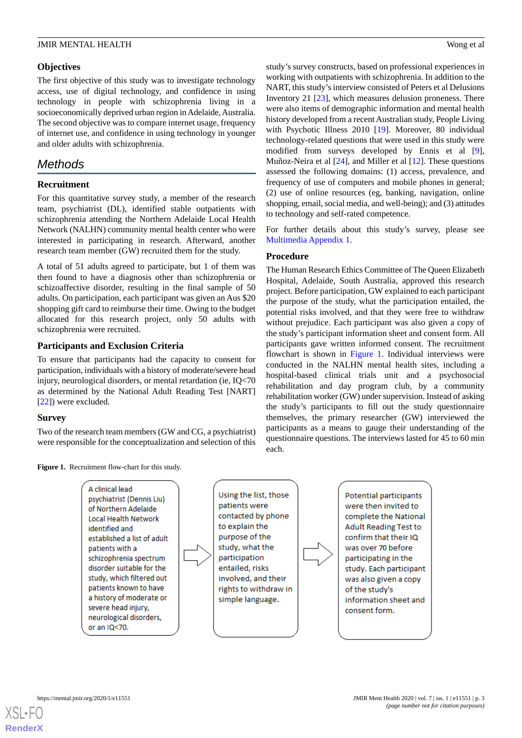### Objectives

The first objective of this study was to investigate technology access, use of digital technology, and confidence in using technology in people with schizophrenia living in a socioeconomically deprived urban region in Adelaide, Australia. The second objective was to compare internet usage, frequency of internet use, and confidence in using technology in younger and older adults with schizophrenia.

## Methods

### Recruitment

For this quantitative survey study, a member of the research team, psychiatrist (DL), identified stable outpatients with schizophrenia attending the Northern Adelaide Local Health Network (NALHN) community mental health center who were interested in participating in research. Afterward, another research team member (GW) recruited them for the study.

A total of 51 adults agreed to participate, but 1 of them was then found to have a diagnosis other than schizophrenia or schizoaffective disorder, resulting in the final sample of 50 adults. On participation, each participant was given an Aus $20 shopping gift card to reimburse their time. Owing to the budget allocated for this research project, only 50 adults with schizophrenia were recruited.

### Participants and Exclusion Criteria

To ensure that participants had the capacity to consent for participation, individuals with a history of moderate/severe head injury, neurological disorders, or mental retardation (ie, IQ<70 as determined by the National Adult Reading Test [NART] [22]) were excluded.

### Survey

Two of the research team members (GW and CG, a psychiatrist) were responsible for the conceptualization and selection of this study's survey constructs, based on professional experiences in working with outpatients with schizophrenia. In addition to the NART, this study's interview consisted of Peters et al Delusions Inventory 21 [23], which measures delusion proneness. There were also items of demographic information and mental health history developed from a recent Australian study, People Living with Psychotic Illness 2010 [19]. Moreover, 80 individual technology-related questions that were used in this study were modified from surveys developed by Ennis et al [9], Muñoz-Neira et al [24], and Miller et al [12]. These questions assessed the following domains: (1) access, prevalence, and frequency of use of computers and mobile phones in general; (2) use of online resources (eg, banking, navigation, online shopping, email, social media, and well-being); and (3) attitudes to technology and self-rated competence.

For further details about this study's survey, please see Multimedia Appendix 1.

### Procedure

The Human Research Ethics Committee of The Queen Elizabeth Hospital, Adelaide, South Australia, approved this research project. Before participation, GW explained to each participant the purpose of the study, what the participation entailed, the potential risks involved, and that they were free to withdraw without prejudice. Each participant was also given a copy of the study's participant information sheet and consent form. All participants gave written informed consent. The recruitment flowchart is shown in Figure 1. Individual interviews were conducted in the NALHN mental health sites, including a hospital-based clinical trials unit and a psychosocial rehabilitation and day program club, by a community rehabilitation worker (GW) under supervision. Instead of asking the study's participants to fill out the study questionnaire themselves, the primary researcher (GW) interviewed the participants as a means to gauge their understanding of the questionnaire questions. The interviews lasted for 45 to 60 min each.

**Figure 1.** Recruitment flow-chart for this study.

A clinical lead psychiatrist (Dennis Liu) of Northern Adelaide Local Health Network identified and established a list of adult patients with a schizophrenia spectrum disorder suitable for the study, which filtered out patients known to have a history of moderate or severe head injury, neurological disorders, or an IQ<70.

→ Using the list, those patients were contacted by phone to explain the purpose of the study, what the participation entailed, risks involved, and their rights to withdraw in simple language.

→ Potential participants were then invited to complete the National Adult Reading Test to confirm that their IQ was over 70 before participating in the study. Each participant was also given a copy of the study's information sheet and consent form.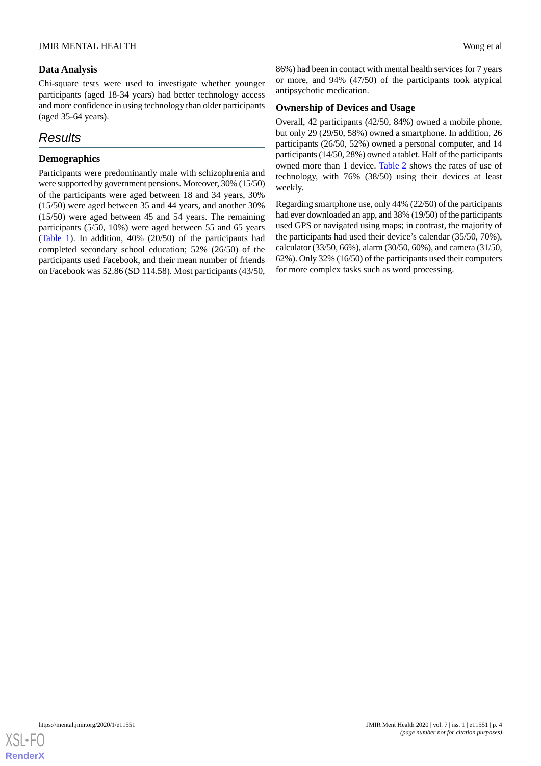### Data Analysis

Chi-square tests were used to investigate whether younger participants (aged 18-34 years) had better technology access and more confidence in using technology than older participants (aged 35-64 years).

## Results

### Demographics

Participants were predominantly male with schizophrenia and were supported by government pensions. Moreover, 30% (15/50) of the participants were aged between 18 and 34 years, 30% (15/50) were aged between 35 and 44 years, and another 30% (15/50) were aged between 45 and 54 years. The remaining participants (5/50, 10%) were aged between 55 and 65 years (Table 1). In addition, 40% (20/50) of the participants had completed secondary school education; 52% (26/50) of the participants used Facebook, and their mean number of friends on Facebook was 52.86 (SD 114.58). Most participants (43/50, 86%) had been in contact with mental health services for 7 years or more, and 94% (47/50) of the participants took atypical antipsychotic medication.

### Ownership of Devices and Usage

Overall, 42 participants (42/50, 84%) owned a mobile phone, but only 29 (29/50, 58%) owned a smartphone. In addition, 26 participants (26/50, 52%) owned a personal computer, and 14 participants (14/50, 28%) owned a tablet. Half of the participants owned more than 1 device. Table 2 shows the rates of use of technology, with 76% (38/50) using their devices at least weekly.

Regarding smartphone use, only 44% (22/50) of the participants had ever downloaded an app, and 38% (19/50) of the participants used GPS or navigated using maps; in contrast, the majority of the participants had used their device's calendar (35/50, 70%), calculator (33/50, 66%), alarm (30/50, 60%), and camera (31/50, 62%). Only 32% (16/50) of the participants used their computers for more complex tasks such as word processing.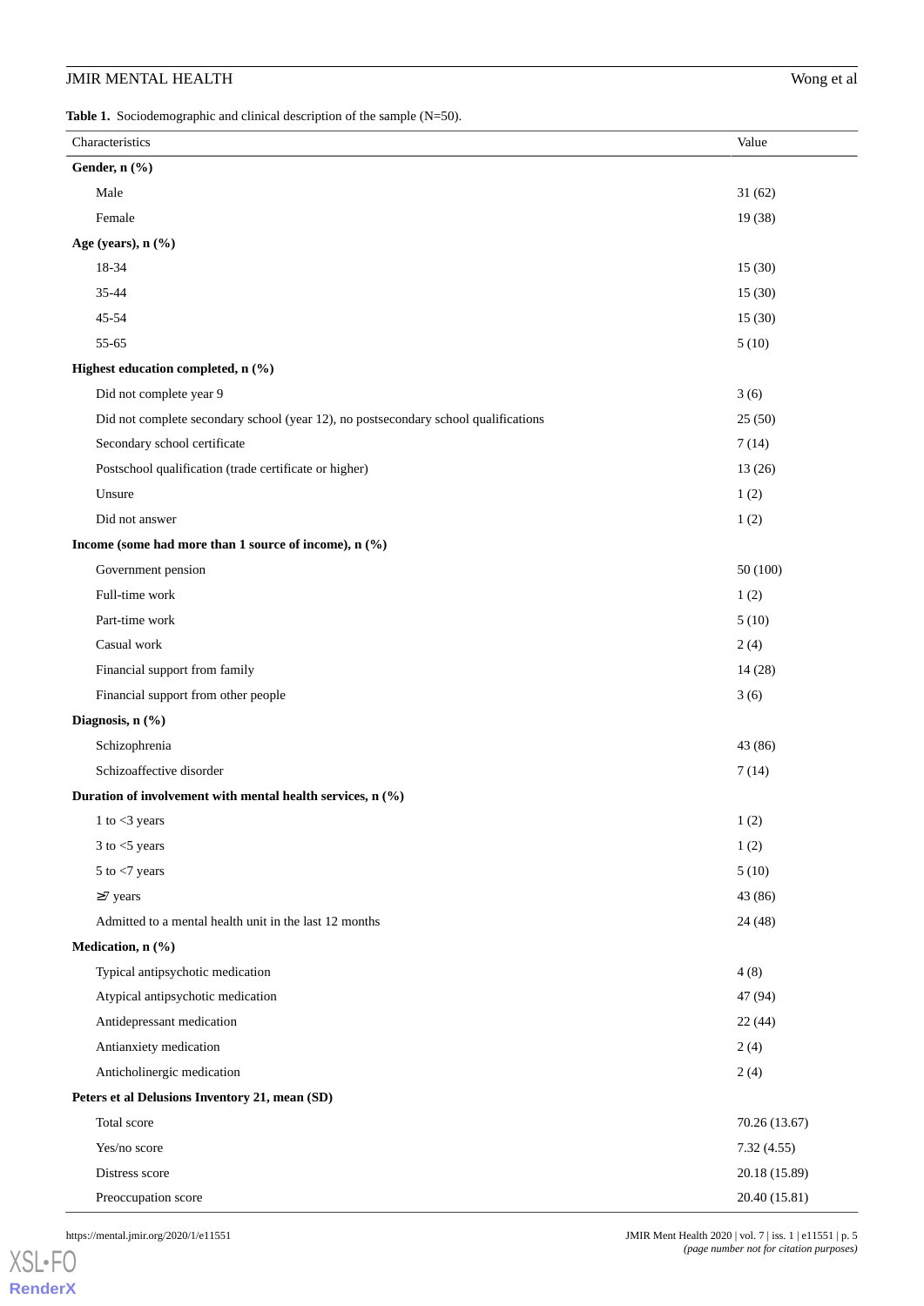**Table 1.** Sociodemographic and clinical description of the sample (N=50).

| Characteristics | Value |
|---|---|
| **Gender, n (%)** | |
| Male | 31 (62) |
| Female | 19 (38) |
| **Age (years), n (%)** | |
| 18-34 | 15 (30) |
| 35-44 | 15 (30) |
| 45-54 | 15 (30) |
| 55-65 | 5 (10) |
| **Highest education completed, n (%)** | |
| Did not complete year 9 | 3 (6) |
| Did not complete secondary school (year 12), no postsecondary school qualifications | 25 (50) |
| Secondary school certificate | 7 (14) |
| Postschool qualification (trade certificate or higher) | 13 (26) |
| Unsure | 1 (2) |
| Did not answer | 1 (2) |
| **Income (some had more than 1 source of income), n (%)** | |
| Government pension | 50 (100) |
| Full-time work | 1 (2) |
| Part-time work | 5 (10) |
| Casual work | 2 (4) |
| Financial support from family | 14 (28) |
| Financial support from other people | 3 (6) |
| **Diagnosis, n (%)** | |
| Schizophrenia | 43 (86) |
| Schizoaffective disorder | 7 (14) |
| **Duration of involvement with mental health services, n (%)** | |
| 1 to <3 years | 1 (2) |
| 3 to <5 years | 1 (2) |
| 5 to <7 years | 5 (10) |
| ≥7 years | 43 (86) |
| Admitted to a mental health unit in the last 12 months | 24 (48) |
| **Medication, n (%)** | |
| Typical antipsychotic medication | 4 (8) |
| Atypical antipsychotic medication | 47 (94) |
| Antidepressant medication | 22 (44) |
| Antianxiety medication | 2 (4) |
| Anticholinergic medication | 2 (4) |
| **Peters et al Delusions Inventory 21, mean (SD)** | |
| Total score | 70.26 (13.67) |
| Yes/no score | 7.32 (4.55) |
| Distress score | 20.18 (15.89) |
| Preoccupation score | 20.40 (15.81) |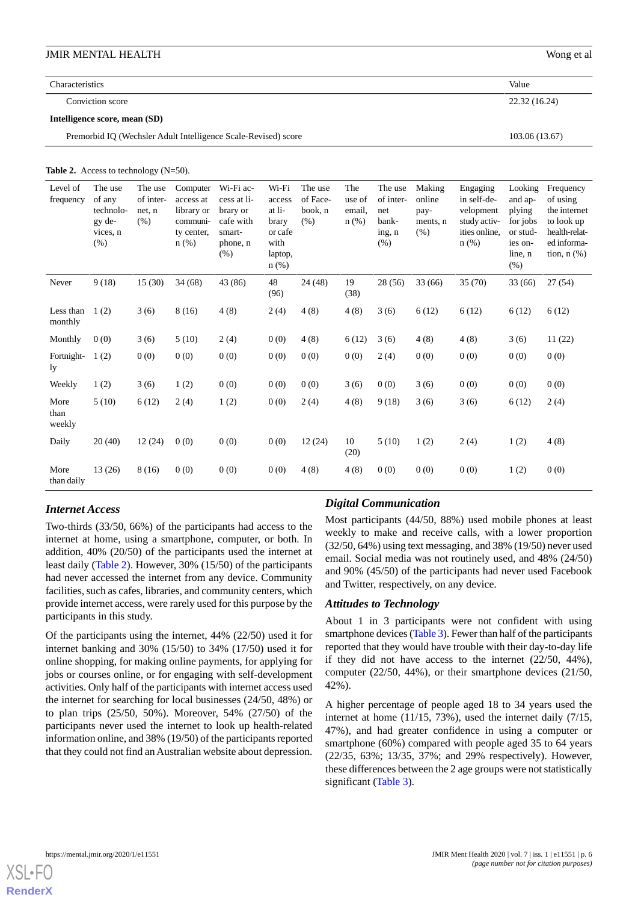| Characteristics | Value |
|---|---|
| Conviction score | 22.32 (16.24) |
| **Intelligence score, mean (SD)** | |
| Premorbid IQ (Wechsler Adult Intelligence Scale-Revised) score | 103.06 (13.67) |

**Table 2.** Access to technology (N=50).

| Level of frequency | The use of any technology devices, n (%) | The use of internet, n (%) | Computer access at library or community center, n (%) | Wi-Fi access at library or cafe with smartphone, n (%) | Wi-Fi access at library or cafe with laptop, n (%) | The use of Facebook, n (%) | The use of email, n (%) | The use of internet banking, n (%) | Making online payments, n (%) | Engaging in self-development study activities online, n (%) | Looking and applying for jobs or studies online, n (%) | Frequency of using the internet to look up health-related information, n (%) |
|---|---|---|---|---|---|---|---|---|---|---|---|---|
| Never | 9 (18) | 15 (30) | 34 (68) | 43 (86) | 48 (96) | 24 (48) | 19 (38) | 28 (56) | 33 (66) | 35 (70) | 33 (66) | 27 (54) |
| Less than monthly | 1 (2) | 3 (6) | 8 (16) | 4 (8) | 2 (4) | 4 (8) | 4 (8) | 3 (6) | 6 (12) | 6 (12) | 6 (12) | 6 (12) |
| Monthly | 0 (0) | 3 (6) | 5 (10) | 2 (4) | 0 (0) | 4 (8) | 6 (12) | 3 (6) | 4 (8) | 4 (8) | 3 (6) | 11 (22) |
| Fortnightly | 1 (2) | 0 (0) | 0 (0) | 0 (0) | 0 (0) | 0 (0) | 0 (0) | 2 (4) | 0 (0) | 0 (0) | 0 (0) | 0 (0) |
| Weekly | 1 (2) | 3 (6) | 1 (2) | 0 (0) | 0 (0) | 0 (0) | 3 (6) | 0 (0) | 3 (6) | 0 (0) | 0 (0) | 0 (0) |
| More than weekly | 5 (10) | 6 (12) | 2 (4) | 1 (2) | 0 (0) | 2 (4) | 4 (8) | 9 (18) | 3 (6) | 3 (6) | 6 (12) | 2 (4) |
| Daily | 20 (40) | 12 (24) | 0 (0) | 0 (0) | 0 (0) | 12 (24) | 10 (20) | 5 (10) | 1 (2) | 2 (4) | 1 (2) | 4 (8) |
| More than daily | 13 (26) | 8 (16) | 0 (0) | 0 (0) | 0 (0) | 4 (8) | 4 (8) | 0 (0) | 0 (0) | 0 (0) | 1 (2) | 0 (0) |

### *Internet Access*

Two-thirds (33/50, 66%) of the participants had access to the internet at home, using a smartphone, computer, or both. In addition, 40% (20/50) of the participants used the internet at least daily (Table 2). However, 30% (15/50) of the participants had never accessed the internet from any device. Community facilities, such as cafes, libraries, and community centers, which provide internet access, were rarely used for this purpose by the participants in this study.

Of the participants using the internet, 44% (22/50) used it for internet banking and 30% (15/50) to 34% (17/50) used it for online shopping, for making online payments, for applying for jobs or courses online, or for engaging with self-development activities. Only half of the participants with internet access used the internet for searching for local businesses (24/50, 48%) or to plan trips (25/50, 50%). Moreover, 54% (27/50) of the participants never used the internet to look up health-related information online, and 38% (19/50) of the participants reported that they could not find an Australian website about depression.

### *Digital Communication*

Most participants (44/50, 88%) used mobile phones at least weekly to make and receive calls, with a lower proportion (32/50, 64%) using text messaging, and 38% (19/50) never used email. Social media was not routinely used, and 48% (24/50) and 90% (45/50) of the participants had never used Facebook and Twitter, respectively, on any device.

### *Attitudes to Technology*

About 1 in 3 participants were not confident with using smartphone devices (Table 3). Fewer than half of the participants reported that they would have trouble with their day-to-day life if they did not have access to the internet (22/50, 44%), computer (22/50, 44%), or their smartphone devices (21/50, 42%).

A higher percentage of people aged 18 to 34 years used the internet at home (11/15, 73%), used the internet daily (7/15, 47%), and had greater confidence in using a computer or smartphone (60%) compared with people aged 35 to 64 years (22/35, 63%; 13/35, 37%; and 29% respectively). However, these differences between the 2 age groups were not statistically significant (Table 3).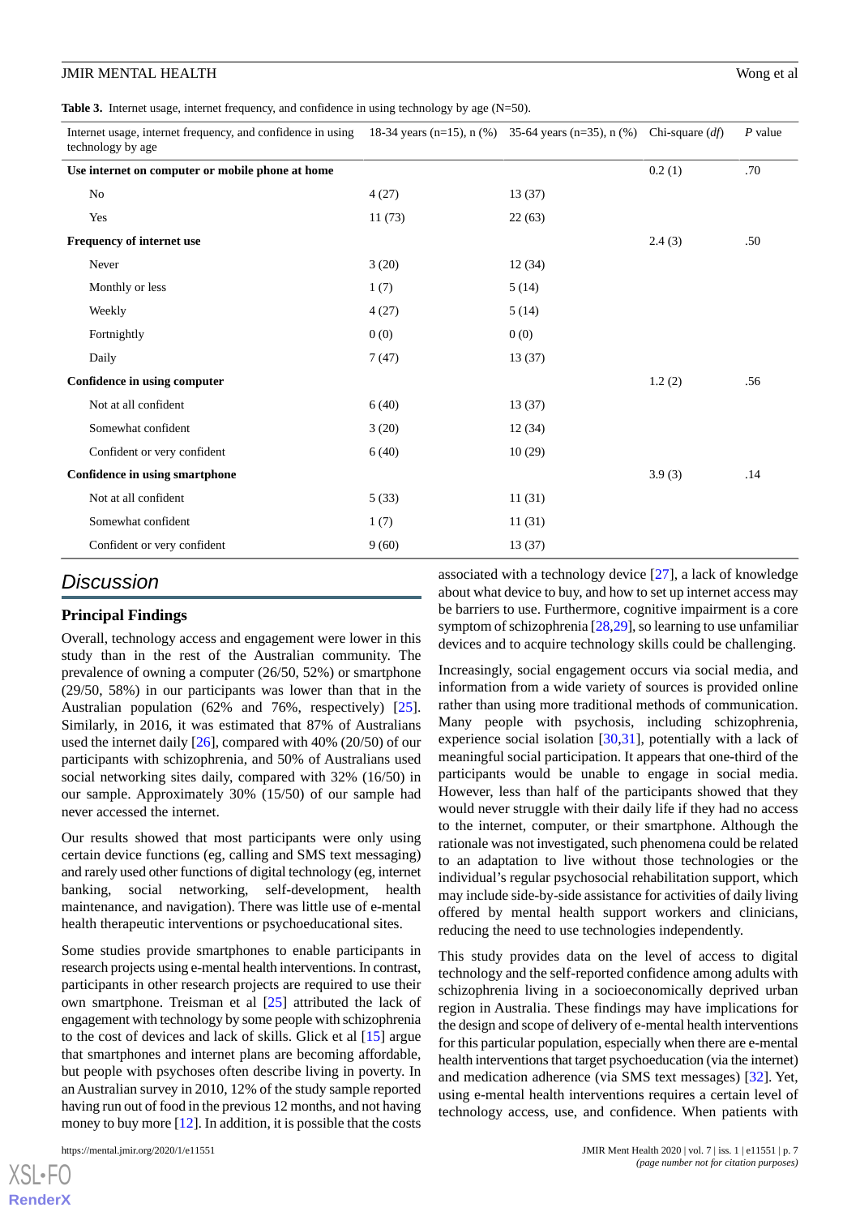**Table 3.** Internet usage, internet frequency, and confidence in using technology by age (N=50).

| Internet usage, internet frequency, and confidence in using technology by age | 18-34 years (n=15), n (%) | 35-64 years (n=35), n (%) | Chi-square (*df*) | *P* value |
|---|---|---|---|---|
| **Use internet on computer or mobile phone at home** | | | 0.2 (1) | .70 |
| No | 4 (27) | 13 (37) | | |
| Yes | 11 (73) | 22 (63) | | |
| **Frequency of internet use** | | | 2.4 (3) | .50 |
| Never | 3 (20) | 12 (34) | | |
| Monthly or less | 1 (7) | 5 (14) | | |
| Weekly | 4 (27) | 5 (14) | | |
| Fortnightly | 0 (0) | 0 (0) | | |
| Daily | 7 (47) | 13 (37) | | |
| **Confidence in using computer** | | | 1.2 (2) | .56 |
| Not at all confident | 6 (40) | 13 (37) | | |
| Somewhat confident | 3 (20) | 12 (34) | | |
| Confident or very confident | 6 (40) | 10 (29) | | |
| **Confidence in using smartphone** | | | 3.9 (3) | .14 |
| Not at all confident | 5 (33) | 11 (31) | | |
| Somewhat confident | 1 (7) | 11 (31) | | |
| Confident or very confident | 9 (60) | 13 (37) | | |

## Discussion

### Principal Findings

Overall, technology access and engagement were lower in this study than in the rest of the Australian community. The prevalence of owning a computer (26/50, 52%) or smartphone (29/50, 58%) in our participants was lower than that in the Australian population (62% and 76%, respectively) [25]. Similarly, in 2016, it was estimated that 87% of Australians used the internet daily [26], compared with 40% (20/50) of our participants with schizophrenia, and 50% of Australians used social networking sites daily, compared with 32% (16/50) in our sample. Approximately 30% (15/50) of our sample had never accessed the internet.

Our results showed that most participants were only using certain device functions (eg, calling and SMS text messaging) and rarely used other functions of digital technology (eg, internet banking, social networking, self-development, health maintenance, and navigation). There was little use of e-mental health therapeutic interventions or psychoeducational sites.

Some studies provide smartphones to enable participants in research projects using e-mental health interventions. In contrast, participants in other research projects are required to use their own smartphone. Treisman et al [25] attributed the lack of engagement with technology by some people with schizophrenia to the cost of devices and lack of skills. Glick et al [15] argue that smartphones and internet plans are becoming affordable, but people with psychoses often describe living in poverty. In an Australian survey in 2010, 12% of the study sample reported having run out of food in the previous 12 months, and not having money to buy more [12]. In addition, it is possible that the costs associated with a technology device [27], a lack of knowledge about what device to buy, and how to set up internet access may be barriers to use. Furthermore, cognitive impairment is a core symptom of schizophrenia [28,29], so learning to use unfamiliar devices and to acquire technology skills could be challenging.

Increasingly, social engagement occurs via social media, and information from a wide variety of sources is provided online rather than using more traditional methods of communication. Many people with psychosis, including schizophrenia, experience social isolation [30,31], potentially with a lack of meaningful social participation. It appears that one-third of the participants would be unable to engage in social media. However, less than half of the participants showed that they would never struggle with their daily life if they had no access to the internet, computer, or their smartphone. Although the rationale was not investigated, such phenomena could be related to an adaptation to live without those technologies or the individual's regular psychosocial rehabilitation support, which may include side-by-side assistance for activities of daily living offered by mental health support workers and clinicians, reducing the need to use technologies independently.

This study provides data on the level of access to digital technology and the self-reported confidence among adults with schizophrenia living in a socioeconomically deprived urban region in Australia. These findings may have implications for the design and scope of delivery of e-mental health interventions for this particular population, especially when there are e-mental health interventions that target psychoeducation (via the internet) and medication adherence (via SMS text messages) [32]. Yet, using e-mental health interventions requires a certain level of technology access, use, and confidence. When patients with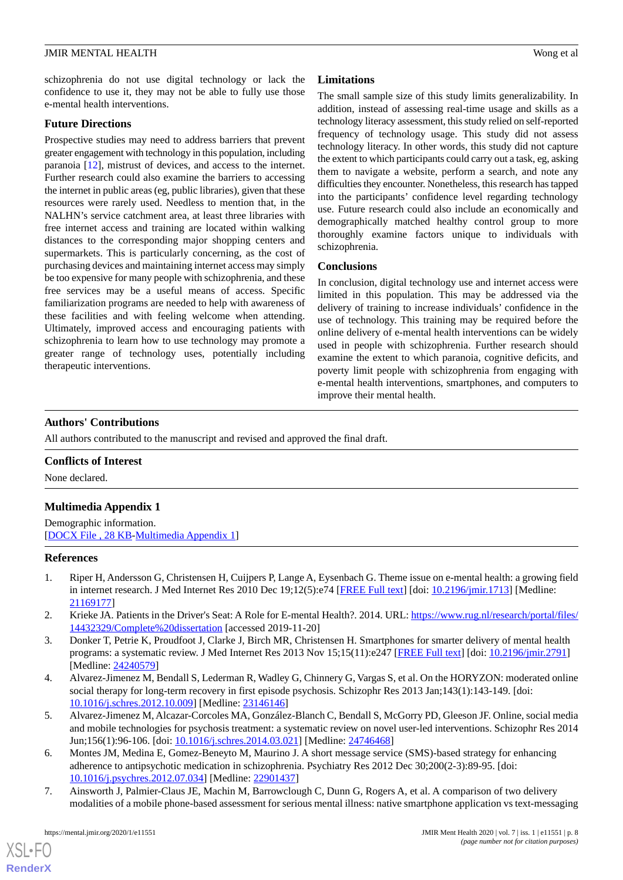schizophrenia do not use digital technology or lack the confidence to use it, they may not be able to fully use those e-mental health interventions.

### Future Directions

Prospective studies may need to address barriers that prevent greater engagement with technology in this population, including paranoia [12], mistrust of devices, and access to the internet. Further research could also examine the barriers to accessing the internet in public areas (eg, public libraries), given that these resources were rarely used. Needless to mention that, in the NALHN's service catchment area, at least three libraries with free internet access and training are located within walking distances to the corresponding major shopping centers and supermarkets. This is particularly concerning, as the cost of purchasing devices and maintaining internet access may simply be too expensive for many people with schizophrenia, and these free services may be a useful means of access. Specific familiarization programs are needed to help with awareness of these facilities and with feeling welcome when attending. Ultimately, improved access and encouraging patients with schizophrenia to learn how to use technology may promote a greater range of technology uses, potentially including therapeutic interventions.

### Limitations

The small sample size of this study limits generalizability. In addition, instead of assessing real-time usage and skills as a technology literacy assessment, this study relied on self-reported frequency of technology usage. This study did not assess technology literacy. In other words, this study did not capture the extent to which participants could carry out a task, eg, asking them to navigate a website, perform a search, and note any difficulties they encounter. Nonetheless, this research has tapped into the participants' confidence level regarding technology use. Future research could also include an economically and demographically matched healthy control group to more thoroughly examine factors unique to individuals with schizophrenia.

### Conclusions

In conclusion, digital technology use and internet access were limited in this population. This may be addressed via the delivery of training to increase individuals' confidence in the use of technology. This training may be required before the online delivery of e-mental health interventions can be widely used in people with schizophrenia. Further research should examine the extent to which paranoia, cognitive deficits, and poverty limit people with schizophrenia from engaging with e-mental health interventions, smartphones, and computers to improve their mental health.

## Authors' Contributions

All authors contributed to the manuscript and revised and approved the final draft.

## Conflicts of Interest

None declared.

## Multimedia Appendix 1

Demographic information.
[DOCX File , 28 KB-Multimedia Appendix 1]

## References

1. Riper H, Andersson G, Christensen H, Cuijpers P, Lange A, Eysenbach G. Theme issue on e-mental health: a growing field in internet research. J Med Internet Res 2010 Dec 19;12(5):e74 [FREE Full text] [doi: 10.2196/jmir.1713] [Medline: 21169177]
2. Krieke JA. Patients in the Driver's Seat: A Role for E-mental Health?. 2014. URL: https://www.rug.nl/research/portal/files/14432329/Complete%20dissertation [accessed 2019-11-20]
3. Donker T, Petrie K, Proudfoot J, Clarke J, Birch MR, Christensen H. Smartphones for smarter delivery of mental health programs: a systematic review. J Med Internet Res 2013 Nov 15;15(11):e247 [FREE Full text] [doi: 10.2196/jmir.2791] [Medline: 24240579]
4. Alvarez-Jimenez M, Bendall S, Lederman R, Wadley G, Chinnery G, Vargas S, et al. On the HORYZON: moderated online social therapy for long-term recovery in first episode psychosis. Schizophr Res 2013 Jan;143(1):143-149. [doi: 10.1016/j.schres.2012.10.009] [Medline: 23146146]
5. Alvarez-Jimenez M, Alcazar-Corcoles MA, González-Blanch C, Bendall S, McGorry PD, Gleeson JF. Online, social media and mobile technologies for psychosis treatment: a systematic review on novel user-led interventions. Schizophr Res 2014 Jun;156(1):96-106. [doi: 10.1016/j.schres.2014.03.021] [Medline: 24746468]
6. Montes JM, Medina E, Gomez-Beneyto M, Maurino J. A short message service (SMS)-based strategy for enhancing adherence to antipsychotic medication in schizophrenia. Psychiatry Res 2012 Dec 30;200(2-3):89-95. [doi: 10.1016/j.psychres.2012.07.034] [Medline: 22901437]
7. Ainsworth J, Palmier-Claus JE, Machin M, Barrowclough C, Dunn G, Rogers A, et al. A comparison of two delivery modalities of a mobile phone-based assessment for serious mental illness: native smartphone application vs text-messaging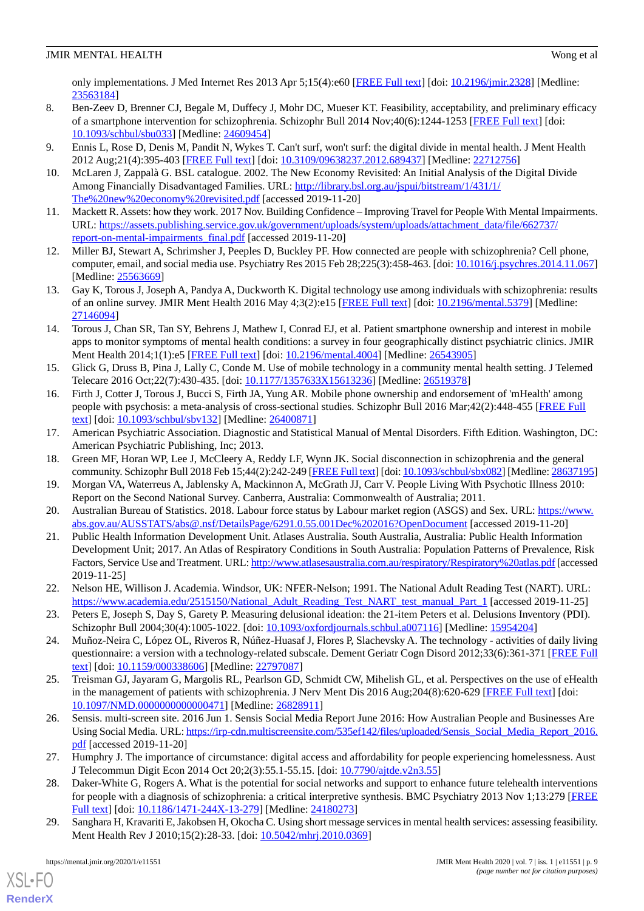only implementations. J Med Internet Res 2013 Apr 5;15(4):e60 [FREE Full text] [doi: 10.2196/jmir.2328] [Medline: 23563184]

8. Ben-Zeev D, Brenner CJ, Begale M, Duffecy J, Mohr DC, Mueser KT. Feasibility, acceptability, and preliminary efficacy of a smartphone intervention for schizophrenia. Schizophr Bull 2014 Nov;40(6):1244-1253 [FREE Full text] [doi: 10.1093/schbul/sbu033] [Medline: 24609454]
9. Ennis L, Rose D, Denis M, Pandit N, Wykes T. Can't surf, won't surf: the digital divide in mental health. J Ment Health 2012 Aug;21(4):395-403 [FREE Full text] [doi: 10.3109/09638237.2012.689437] [Medline: 22712756]
10. McLaren J, Zappalà G. BSL catalogue. 2002. The New Economy Revisited: An Initial Analysis of the Digital Divide Among Financially Disadvantaged Families. URL: http://library.bsl.org.au/jspui/bitstream/1/431/1/The%20new%20economy%20revisited.pdf [accessed 2019-11-20]
11. Mackett R. Assets: how they work. 2017 Nov. Building Confidence – Improving Travel for People With Mental Impairments. URL: https://assets.publishing.service.gov.uk/government/uploads/system/uploads/attachment_data/file/662737/report-on-mental-impairments_final.pdf [accessed 2019-11-20]
12. Miller BJ, Stewart A, Schrimsher J, Peeples D, Buckley PF. How connected are people with schizophrenia? Cell phone, computer, email, and social media use. Psychiatry Res 2015 Feb 28;225(3):458-463. [doi: 10.1016/j.psychres.2014.11.067] [Medline: 25563669]
13. Gay K, Torous J, Joseph A, Pandya A, Duckworth K. Digital technology use among individuals with schizophrenia: results of an online survey. JMIR Ment Health 2016 May 4;3(2):e15 [FREE Full text] [doi: 10.2196/mental.5379] [Medline: 27146094]
14. Torous J, Chan SR, Tan SY, Behrens J, Mathew I, Conrad EJ, et al. Patient smartphone ownership and interest in mobile apps to monitor symptoms of mental health conditions: a survey in four geographically distinct psychiatric clinics. JMIR Ment Health 2014;1(1):e5 [FREE Full text] [doi: 10.2196/mental.4004] [Medline: 26543905]
15. Glick G, Druss B, Pina J, Lally C, Conde M. Use of mobile technology in a community mental health setting. J Telemed Telecare 2016 Oct;22(7):430-435. [doi: 10.1177/1357633X15613236] [Medline: 26519378]
16. Firth J, Cotter J, Torous J, Bucci S, Firth JA, Yung AR. Mobile phone ownership and endorsement of 'mHealth' among people with psychosis: a meta-analysis of cross-sectional studies. Schizophr Bull 2016 Mar;42(2):448-455 [FREE Full text] [doi: 10.1093/schbul/sbv132] [Medline: 26400871]
17. American Psychiatric Association. Diagnostic and Statistical Manual of Mental Disorders. Fifth Edition. Washington, DC: American Psychiatric Publishing, Inc; 2013.
18. Green MF, Horan WP, Lee J, McCleery A, Reddy LF, Wynn JK. Social disconnection in schizophrenia and the general community. Schizophr Bull 2018 Feb 15;44(2):242-249 [FREE Full text] [doi: 10.1093/schbul/sbx082] [Medline: 28637195]
19. Morgan VA, Waterreus A, Jablensky A, Mackinnon A, McGrath JJ, Carr V. People Living With Psychotic Illness 2010: Report on the Second National Survey. Canberra, Australia: Commonwealth of Australia; 2011.
20. Australian Bureau of Statistics. 2018. Labour force status by Labour market region (ASGS) and Sex. URL: https://www.abs.gov.au/AUSSTATS/abs@.nsf/DetailsPage/6291.0.55.001Dec%202016?OpenDocument [accessed 2019-11-20]
21. Public Health Information Development Unit. Atlases Australia. South Australia, Australia: Public Health Information Development Unit; 2017. An Atlas of Respiratory Conditions in South Australia: Population Patterns of Prevalence, Risk Factors, Service Use and Treatment. URL: http://www.atlasesaustralia.com.au/respiratory/Respiratory%20atlas.pdf [accessed 2019-11-25]
22. Nelson HE, Willison J. Academia. Windsor, UK: NFER-Nelson; 1991. The National Adult Reading Test (NART). URL: https://www.academia.edu/2515150/National_Adult_Reading_Test_NART_test_manual_Part_1 [accessed 2019-11-25]
23. Peters E, Joseph S, Day S, Garety P. Measuring delusional ideation: the 21-item Peters et al. Delusions Inventory (PDI). Schizophr Bull 2004;30(4):1005-1022. [doi: 10.1093/oxfordjournals.schbul.a007116] [Medline: 15954204]
24. Muñoz-Neira C, López OL, Riveros R, Núñez-Huasaf J, Flores P, Slachevsky A. The technology - activities of daily living questionnaire: a version with a technology-related subscale. Dement Geriatr Cogn Disord 2012;33(6):361-371 [FREE Full text] [doi: 10.1159/000338606] [Medline: 22797087]
25. Treisman GJ, Jayaram G, Margolis RL, Pearlson GD, Schmidt CW, Mihelish GL, et al. Perspectives on the use of eHealth in the management of patients with schizophrenia. J Nerv Ment Dis 2016 Aug;204(8):620-629 [FREE Full text] [doi: 10.1097/NMD.0000000000000471] [Medline: 26828911]
26. Sensis. multi-screen site. 2016 Jun 1. Sensis Social Media Report June 2016: How Australian People and Businesses Are Using Social Media. URL: https://irp-cdn.multiscreensite.com/535ef142/files/uploaded/Sensis_Social_Media_Report_2016.pdf [accessed 2019-11-20]
27. Humphry J. The importance of circumstance: digital access and affordability for people experiencing homelessness. Aust J Telecommun Digit Econ 2014 Oct 20;2(3):55.1-55.15. [doi: 10.7790/ajtde.v2n3.55]
28. Daker-White G, Rogers A. What is the potential for social networks and support to enhance future telehealth interventions for people with a diagnosis of schizophrenia: a critical interpretive synthesis. BMC Psychiatry 2013 Nov 1;13:279 [FREE Full text] [doi: 10.1186/1471-244X-13-279] [Medline: 24180273]
29. Sanghara H, Kravariti E, Jakobsen H, Okocha C. Using short message services in mental health services: assessing feasibility. Ment Health Rev J 2010;15(2):28-33. [doi: 10.5042/mhrj.2010.0369]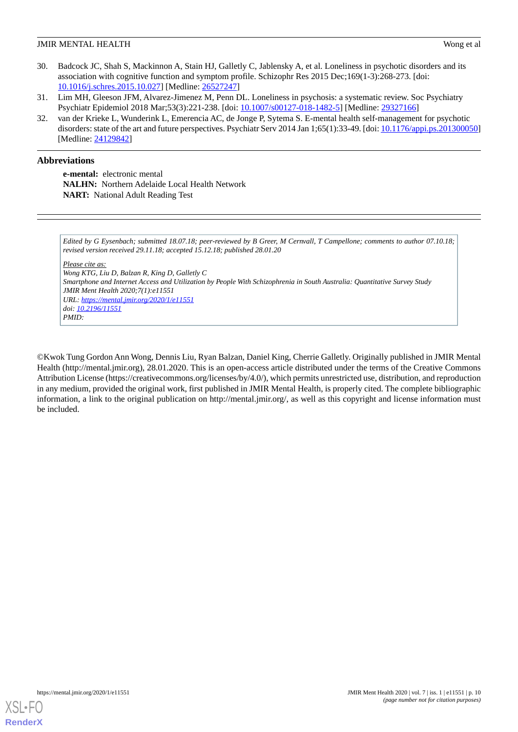30. Badcock JC, Shah S, Mackinnon A, Stain HJ, Galletly C, Jablensky A, et al. Loneliness in psychotic disorders and its association with cognitive function and symptom profile. Schizophr Res 2015 Dec;169(1-3):268-273. [doi: 10.1016/j.schres.2015.10.027] [Medline: 26527247]
31. Lim MH, Gleeson JFM, Alvarez-Jimenez M, Penn DL. Loneliness in psychosis: a systematic review. Soc Psychiatry Psychiatr Epidemiol 2018 Mar;53(3):221-238. [doi: 10.1007/s00127-018-1482-5] [Medline: 29327166]
32. van der Krieke L, Wunderink L, Emerencia AC, de Jonge P, Sytema S. E-mental health self-management for psychotic disorders: state of the art and future perspectives. Psychiatr Serv 2014 Jan 1;65(1):33-49. [doi: 10.1176/appi.ps.201300050] [Medline: 24129842]

## Abbreviations

**e-mental:** electronic mental
**NALHN:** Northern Adelaide Local Health Network
**NART:** National Adult Reading Test

---

*Edited by G Eysenbach; submitted 18.07.18; peer-reviewed by B Greer, M Cernvall, T Campellone; comments to author 07.10.18; revised version received 29.11.18; accepted 15.12.18; published 28.01.20*

*Please cite as:*
*Wong KTG, Liu D, Balzan R, King D, Galletly C*
*Smartphone and Internet Access and Utilization by People With Schizophrenia in South Australia: Quantitative Survey Study*
*JMIR Ment Health 2020;7(1):e11551*
*URL: https://mental.jmir.org/2020/1/e11551*
*doi: 10.2196/11551*
*PMID:*

©Kwok Tung Gordon Ann Wong, Dennis Liu, Ryan Balzan, Daniel King, Cherrie Galletly. Originally published in JMIR Mental Health (http://mental.jmir.org), 28.01.2020. This is an open-access article distributed under the terms of the Creative Commons Attribution License (https://creativecommons.org/licenses/by/4.0/), which permits unrestricted use, distribution, and reproduction in any medium, provided the original work, first published in JMIR Mental Health, is properly cited. The complete bibliographic information, a link to the original publication on http://mental.jmir.org/, as well as this copyright and license information must be included.